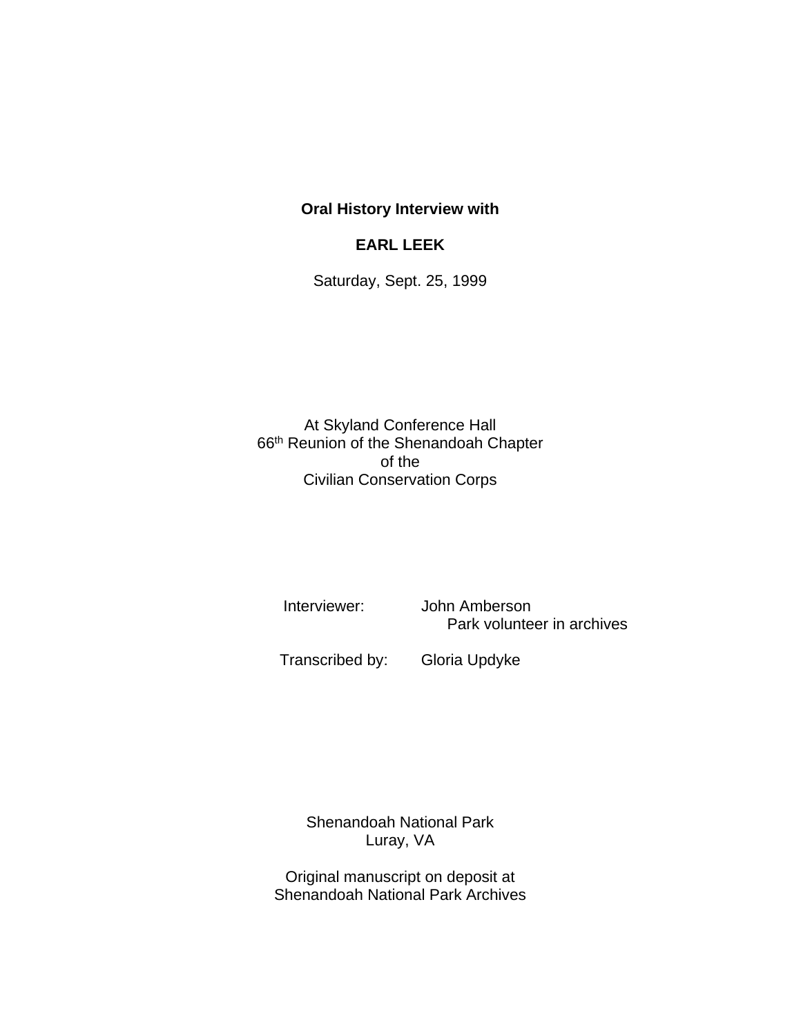**Oral History Interview with**

**EARL LEEK**

Saturday, Sept. 25, 1999

At Skyland Conference Hall
66th Reunion of the Shenandoah Chapter
of the
Civilian Conservation Corps

Interviewer: John Amberson
Park volunteer in archives

Transcribed by: Gloria Updyke

Shenandoah National Park
Luray, VA

Original manuscript on deposit at
Shenandoah National Park Archives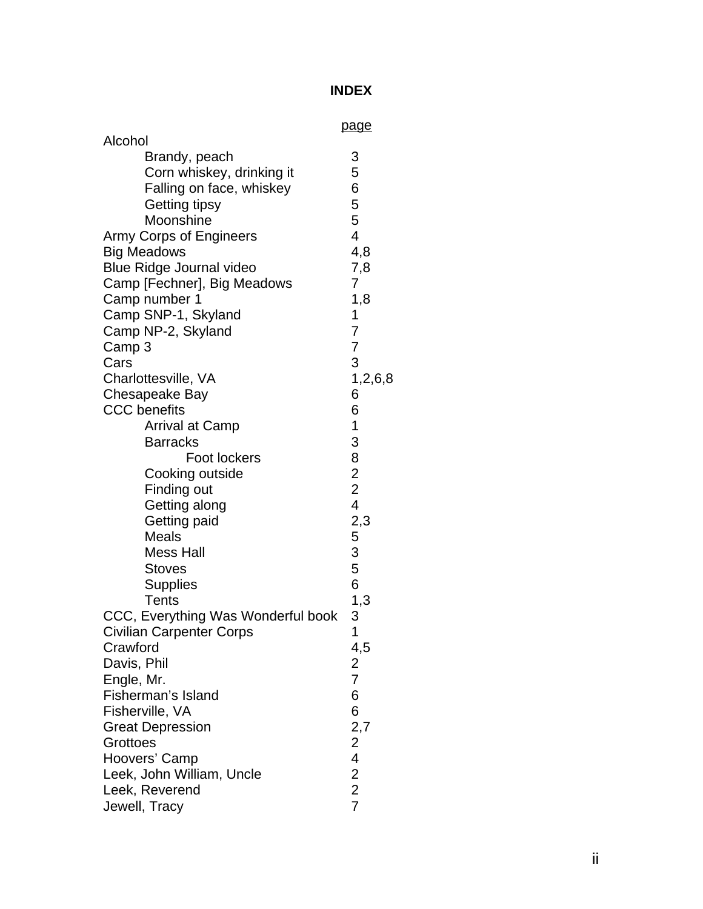# INDEX

| | page |
|---|---|
| Alcohol | |
| Brandy, peach | 3 |
| Corn whiskey, drinking it | 5 |
| Falling on face, whiskey | 6 |
| Getting tipsy | 5 |
| Moonshine | 5 |
| Army Corps of Engineers | 4 |
| Big Meadows | 4,8 |
| Blue Ridge Journal video | 7,8 |
| Camp [Fechner], Big Meadows | 7 |
| Camp number 1 | 1,8 |
| Camp SNP-1, Skyland | 1 |
| Camp NP-2, Skyland | 7 |
| Camp 3 | 7 |
| Cars | 3 |
| Charlottesville, VA | 1,2,6,8 |
| Chesapeake Bay | 6 |
| CCC benefits | 6 |
| Arrival at Camp | 1 |
| Barracks | 3 |
| Foot lockers | 8 |
| Cooking outside | 2 |
| Finding out | 2 |
| Getting along | 4 |
| Getting paid | 2,3 |
| Meals | 5 |
| Mess Hall | 3 |
| Stoves | 5 |
| Supplies | 6 |
| Tents | 1,3 |
| CCC, Everything Was Wonderful book | 3 |
| Civilian Carpenter Corps | 1 |
| Crawford | 4,5 |
| Davis, Phil | 2 |
| Engle, Mr. | 7 |
| Fisherman's Island | 6 |
| Fisherville, VA | 6 |
| Great Depression | 2,7 |
| Grottoes | 2 |
| Hoovers' Camp | 4 |
| Leek, John William, Uncle | 2 |
| Leek, Reverend | 2 |
| Jewell, Tracy | 7 |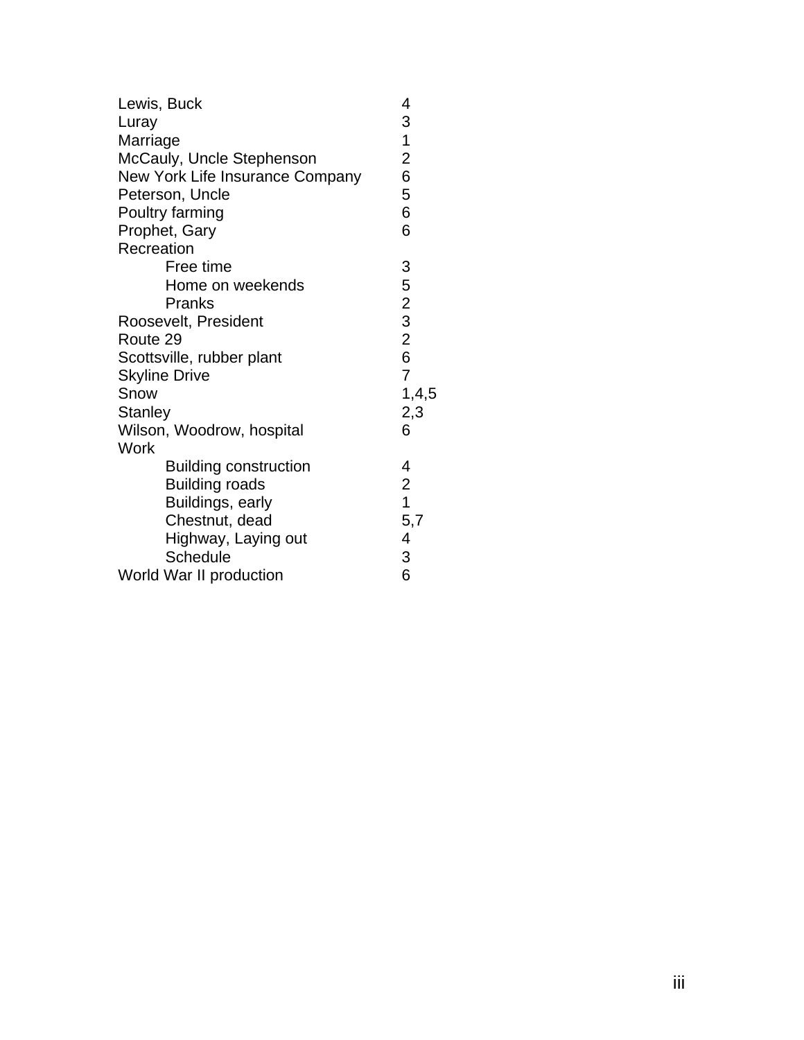| | |
|---|---|
| Lewis, Buck | 4 |
| Luray | 3 |
| Marriage | 1 |
| McCauly, Uncle Stephenson | 2 |
| New York Life Insurance Company | 6 |
| Peterson, Uncle | 5 |
| Poultry farming | 6 |
| Prophet, Gary | 6 |
| Recreation | |
| Free time | 3 |
| Home on weekends | 5 |
| Pranks | 2 |
| Roosevelt, President | 3 |
| Route 29 | 2 |
| Scottsville, rubber plant | 6 |
| Skyline Drive | 7 |
| Snow | 1,4,5 |
| Stanley | 2,3 |
| Wilson, Woodrow, hospital | 6 |
| Work | |
| Building construction | 4 |
| Building roads | 2 |
| Buildings, early | 1 |
| Chestnut, dead | 5,7 |
| Highway, Laying out | 4 |
| Schedule | 3 |
| World War II production | 6 |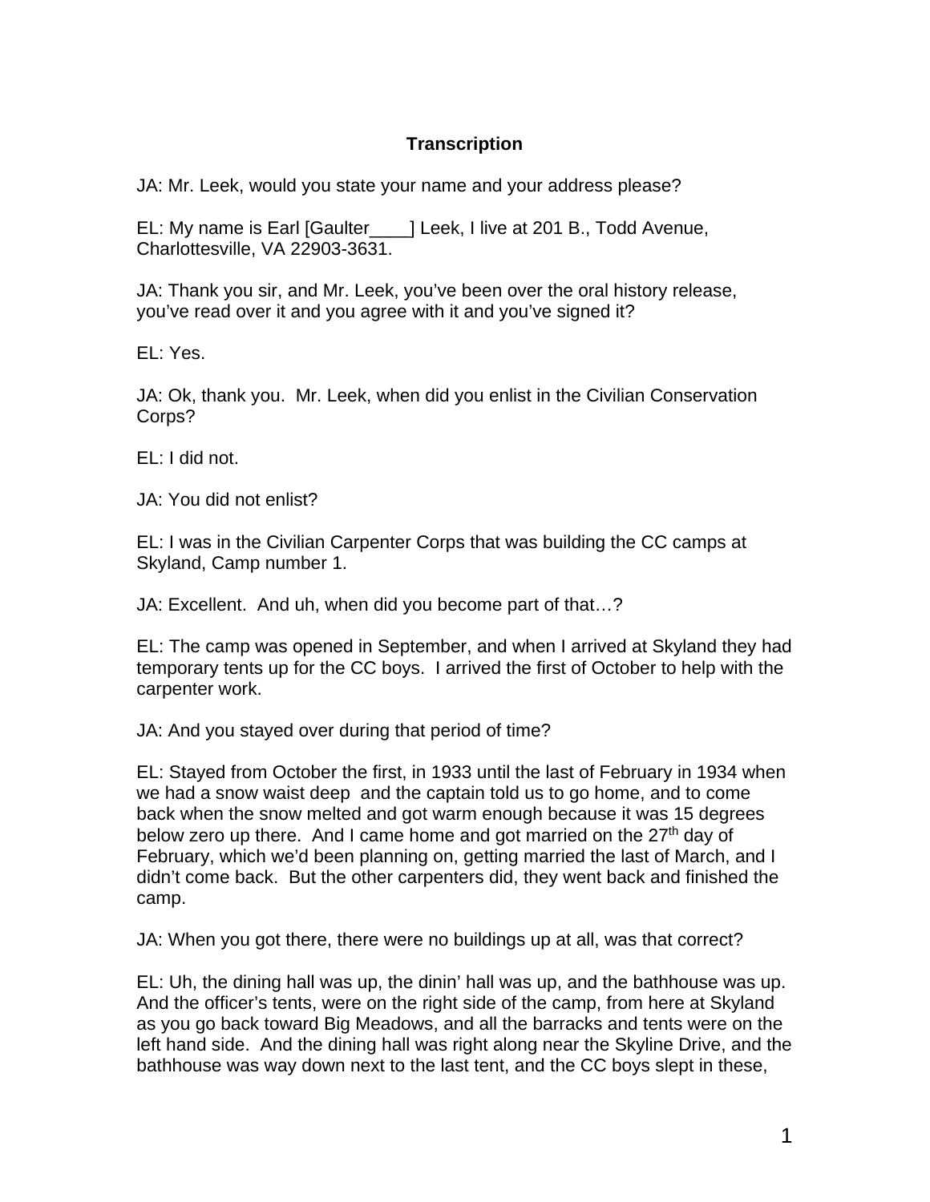**Transcription**

JA: Mr. Leek, would you state your name and your address please?

EL: My name is Earl [Gaulter____] Leek, I live at 201 B., Todd Avenue, Charlottesville, VA 22903-3631.

JA: Thank you sir, and Mr. Leek, you've been over the oral history release, you've read over it and you agree with it and you've signed it?

EL: Yes.

JA: Ok, thank you. Mr. Leek, when did you enlist in the Civilian Conservation Corps?

EL: I did not.

JA: You did not enlist?

EL: I was in the Civilian Carpenter Corps that was building the CC camps at Skyland, Camp number 1.

JA: Excellent. And uh, when did you become part of that…?

EL: The camp was opened in September, and when I arrived at Skyland they had temporary tents up for the CC boys. I arrived the first of October to help with the carpenter work.

JA: And you stayed over during that period of time?

EL: Stayed from October the first, in 1933 until the last of February in 1934 when we had a snow waist deep and the captain told us to go home, and to come back when the snow melted and got warm enough because it was 15 degrees below zero up there. And I came home and got married on the 27th day of February, which we'd been planning on, getting married the last of March, and I didn't come back. But the other carpenters did, they went back and finished the camp.

JA: When you got there, there were no buildings up at all, was that correct?

EL: Uh, the dining hall was up, the dinin' hall was up, and the bathhouse was up. And the officer's tents, were on the right side of the camp, from here at Skyland as you go back toward Big Meadows, and all the barracks and tents were on the left hand side. And the dining hall was right along near the Skyline Drive, and the bathhouse was way down next to the last tent, and the CC boys slept in these,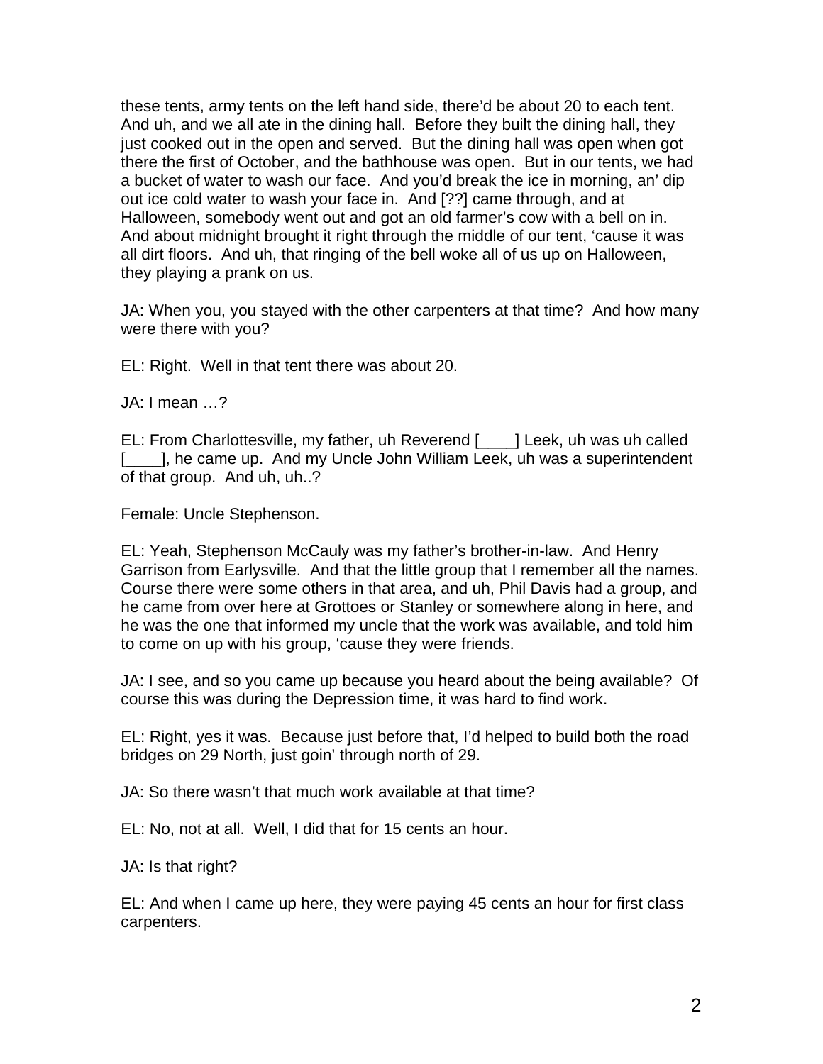these tents, army tents on the left hand side, there'd be about 20 to each tent. And uh, and we all ate in the dining hall. Before they built the dining hall, they just cooked out in the open and served. But the dining hall was open when got there the first of October, and the bathhouse was open. But in our tents, we had a bucket of water to wash our face. And you'd break the ice in morning, an' dip out ice cold water to wash your face in. And [??] came through, and at Halloween, somebody went out and got an old farmer's cow with a bell on in. And about midnight brought it right through the middle of our tent, 'cause it was all dirt floors. And uh, that ringing of the bell woke all of us up on Halloween, they playing a prank on us.

JA: When you, you stayed with the other carpenters at that time? And how many were there with you?

EL: Right. Well in that tent there was about 20.

JA: I mean …?

EL: From Charlottesville, my father, uh Reverend [____] Leek, uh was uh called [____], he came up. And my Uncle John William Leek, uh was a superintendent of that group. And uh, uh..?

Female: Uncle Stephenson.

EL: Yeah, Stephenson McCauly was my father's brother-in-law. And Henry Garrison from Earlysville. And that the little group that I remember all the names. Course there were some others in that area, and uh, Phil Davis had a group, and he came from over here at Grottoes or Stanley or somewhere along in here, and he was the one that informed my uncle that the work was available, and told him to come on up with his group, 'cause they were friends.

JA: I see, and so you came up because you heard about the being available? Of course this was during the Depression time, it was hard to find work.

EL: Right, yes it was. Because just before that, I'd helped to build both the road bridges on 29 North, just goin' through north of 29.

JA: So there wasn't that much work available at that time?

EL: No, not at all. Well, I did that for 15 cents an hour.

JA: Is that right?

EL: And when I came up here, they were paying 45 cents an hour for first class carpenters.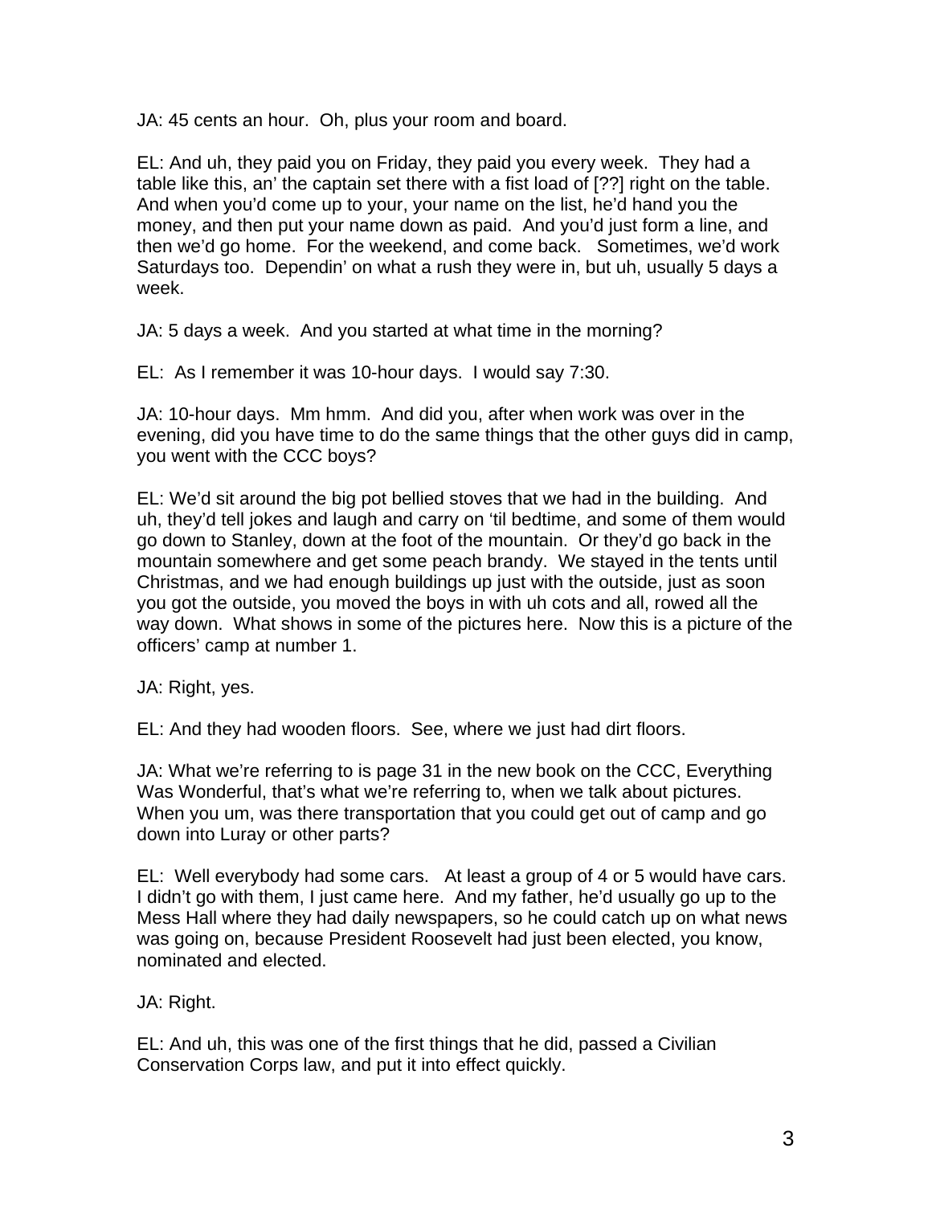JA: 45 cents an hour. Oh, plus your room and board.

EL: And uh, they paid you on Friday, they paid you every week. They had a table like this, an' the captain set there with a fist load of [??] right on the table. And when you'd come up to your, your name on the list, he'd hand you the money, and then put your name down as paid. And you'd just form a line, and then we'd go home. For the weekend, and come back. Sometimes, we'd work Saturdays too. Dependin' on what a rush they were in, but uh, usually 5 days a week.

JA: 5 days a week. And you started at what time in the morning?

EL: As I remember it was 10-hour days. I would say 7:30.

JA: 10-hour days. Mm hmm. And did you, after when work was over in the evening, did you have time to do the same things that the other guys did in camp, you went with the CCC boys?

EL: We'd sit around the big pot bellied stoves that we had in the building. And uh, they'd tell jokes and laugh and carry on 'til bedtime, and some of them would go down to Stanley, down at the foot of the mountain. Or they'd go back in the mountain somewhere and get some peach brandy. We stayed in the tents until Christmas, and we had enough buildings up just with the outside, just as soon you got the outside, you moved the boys in with uh cots and all, rowed all the way down. What shows in some of the pictures here. Now this is a picture of the officers' camp at number 1.

JA: Right, yes.

EL: And they had wooden floors. See, where we just had dirt floors.

JA: What we're referring to is page 31 in the new book on the CCC, Everything Was Wonderful, that's what we're referring to, when we talk about pictures. When you um, was there transportation that you could get out of camp and go down into Luray or other parts?

EL: Well everybody had some cars. At least a group of 4 or 5 would have cars. I didn't go with them, I just came here. And my father, he'd usually go up to the Mess Hall where they had daily newspapers, so he could catch up on what news was going on, because President Roosevelt had just been elected, you know, nominated and elected.

JA: Right.

EL: And uh, this was one of the first things that he did, passed a Civilian Conservation Corps law, and put it into effect quickly.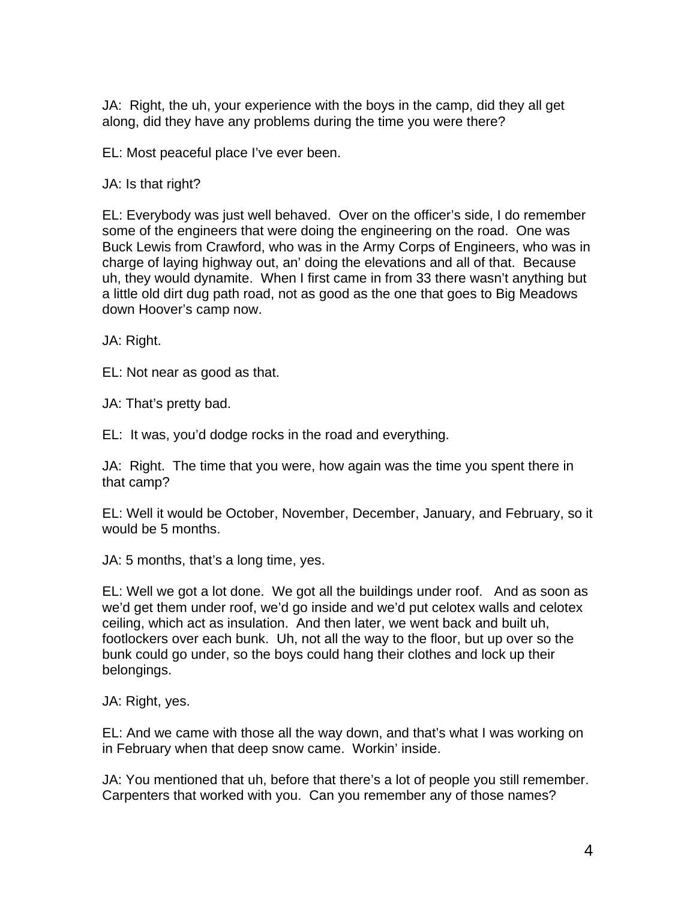JA: Right, the uh, your experience with the boys in the camp, did they all get along, did they have any problems during the time you were there?

EL: Most peaceful place I've ever been.

JA: Is that right?

EL: Everybody was just well behaved. Over on the officer's side, I do remember some of the engineers that were doing the engineering on the road. One was Buck Lewis from Crawford, who was in the Army Corps of Engineers, who was in charge of laying highway out, an' doing the elevations and all of that. Because uh, they would dynamite. When I first came in from 33 there wasn't anything but a little old dirt dug path road, not as good as the one that goes to Big Meadows down Hoover's camp now.

JA: Right.

EL: Not near as good as that.

JA: That's pretty bad.

EL: It was, you'd dodge rocks in the road and everything.

JA: Right. The time that you were, how again was the time you spent there in that camp?

EL: Well it would be October, November, December, January, and February, so it would be 5 months.

JA: 5 months, that's a long time, yes.

EL: Well we got a lot done. We got all the buildings under roof. And as soon as we'd get them under roof, we'd go inside and we'd put celotex walls and celotex ceiling, which act as insulation. And then later, we went back and built uh, footlockers over each bunk. Uh, not all the way to the floor, but up over so the bunk could go under, so the boys could hang their clothes and lock up their belongings.

JA: Right, yes.

EL: And we came with those all the way down, and that's what I was working on in February when that deep snow came. Workin' inside.

JA: You mentioned that uh, before that there's a lot of people you still remember. Carpenters that worked with you. Can you remember any of those names?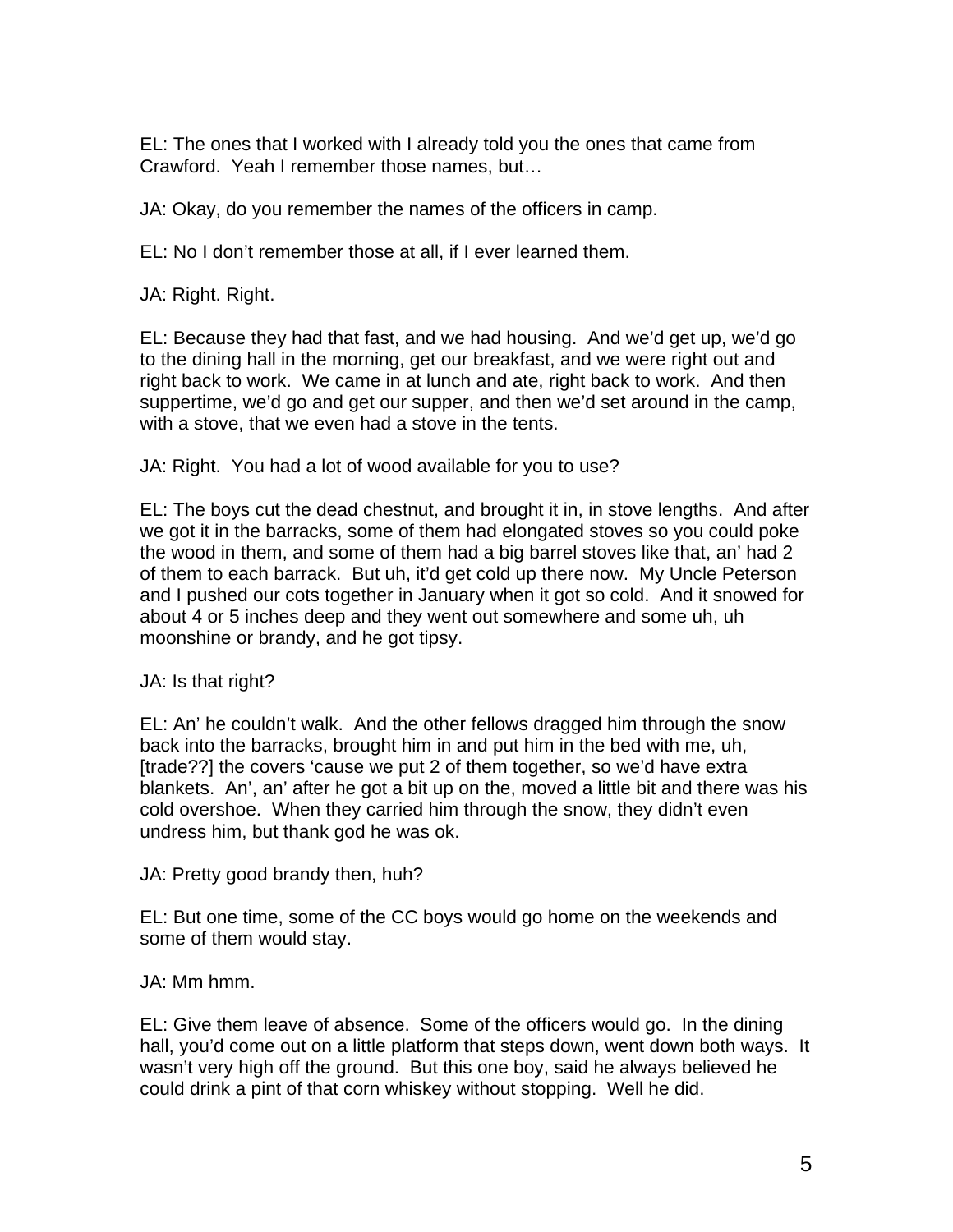EL: The ones that I worked with I already told you the ones that came from Crawford. Yeah I remember those names, but…

JA: Okay, do you remember the names of the officers in camp.

EL: No I don't remember those at all, if I ever learned them.

JA: Right. Right.

EL: Because they had that fast, and we had housing. And we'd get up, we'd go to the dining hall in the morning, get our breakfast, and we were right out and right back to work. We came in at lunch and ate, right back to work. And then suppertime, we'd go and get our supper, and then we'd set around in the camp, with a stove, that we even had a stove in the tents.

JA: Right. You had a lot of wood available for you to use?

EL: The boys cut the dead chestnut, and brought it in, in stove lengths. And after we got it in the barracks, some of them had elongated stoves so you could poke the wood in them, and some of them had a big barrel stoves like that, an' had 2 of them to each barrack. But uh, it'd get cold up there now. My Uncle Peterson and I pushed our cots together in January when it got so cold. And it snowed for about 4 or 5 inches deep and they went out somewhere and some uh, uh moonshine or brandy, and he got tipsy.

JA: Is that right?

EL: An' he couldn't walk. And the other fellows dragged him through the snow back into the barracks, brought him in and put him in the bed with me, uh, [trade??] the covers 'cause we put 2 of them together, so we'd have extra blankets. An', an' after he got a bit up on the, moved a little bit and there was his cold overshoe. When they carried him through the snow, they didn't even undress him, but thank god he was ok.

JA: Pretty good brandy then, huh?

EL: But one time, some of the CC boys would go home on the weekends and some of them would stay.

JA: Mm hmm.

EL: Give them leave of absence. Some of the officers would go. In the dining hall, you'd come out on a little platform that steps down, went down both ways. It wasn't very high off the ground. But this one boy, said he always believed he could drink a pint of that corn whiskey without stopping. Well he did.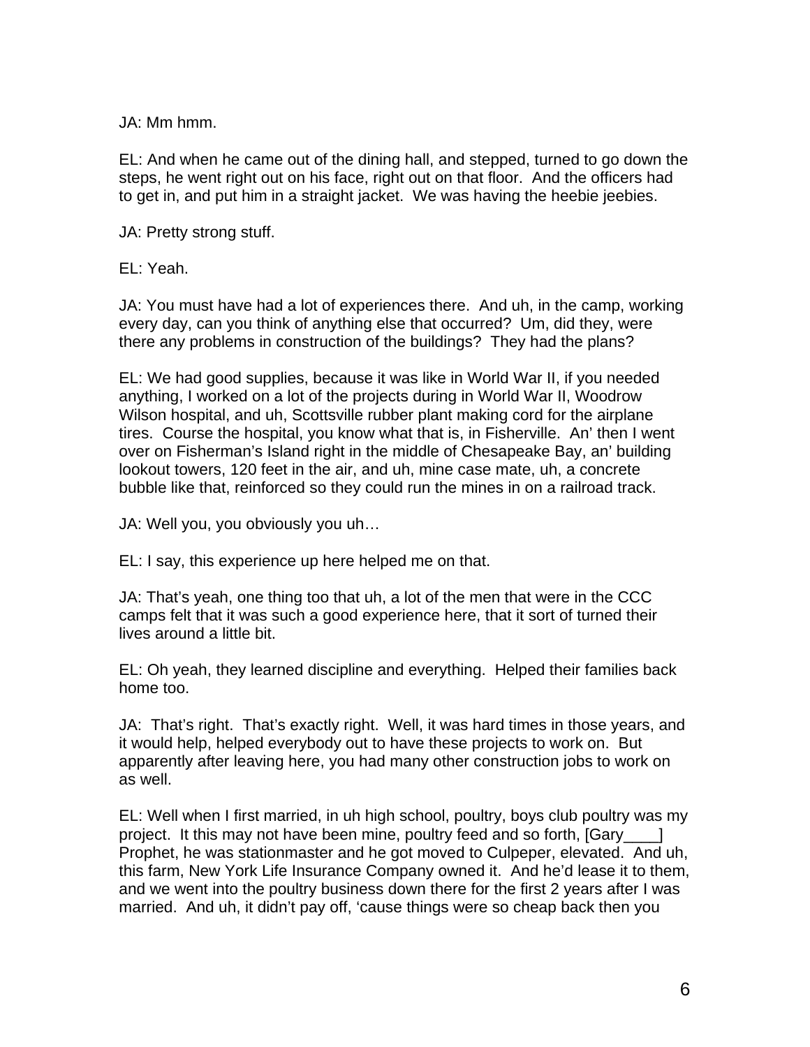JA: Mm hmm.

EL: And when he came out of the dining hall, and stepped, turned to go down the steps, he went right out on his face, right out on that floor. And the officers had to get in, and put him in a straight jacket. We was having the heebie jeebies.

JA: Pretty strong stuff.

EL: Yeah.

JA: You must have had a lot of experiences there. And uh, in the camp, working every day, can you think of anything else that occurred? Um, did they, were there any problems in construction of the buildings? They had the plans?

EL: We had good supplies, because it was like in World War II, if you needed anything, I worked on a lot of the projects during in World War II, Woodrow Wilson hospital, and uh, Scottsville rubber plant making cord for the airplane tires. Course the hospital, you know what that is, in Fisherville. An' then I went over on Fisherman's Island right in the middle of Chesapeake Bay, an' building lookout towers, 120 feet in the air, and uh, mine case mate, uh, a concrete bubble like that, reinforced so they could run the mines in on a railroad track.

JA: Well you, you obviously you uh…

EL: I say, this experience up here helped me on that.

JA: That's yeah, one thing too that uh, a lot of the men that were in the CCC camps felt that it was such a good experience here, that it sort of turned their lives around a little bit.

EL: Oh yeah, they learned discipline and everything. Helped their families back home too.

JA: That's right. That's exactly right. Well, it was hard times in those years, and it would help, helped everybody out to have these projects to work on. But apparently after leaving here, you had many other construction jobs to work on as well.

EL: Well when I first married, in uh high school, poultry, boys club poultry was my project. It this may not have been mine, poultry feed and so forth, [Gary____] Prophet, he was stationmaster and he got moved to Culpeper, elevated. And uh, this farm, New York Life Insurance Company owned it. And he'd lease it to them, and we went into the poultry business down there for the first 2 years after I was married. And uh, it didn't pay off, 'cause things were so cheap back then you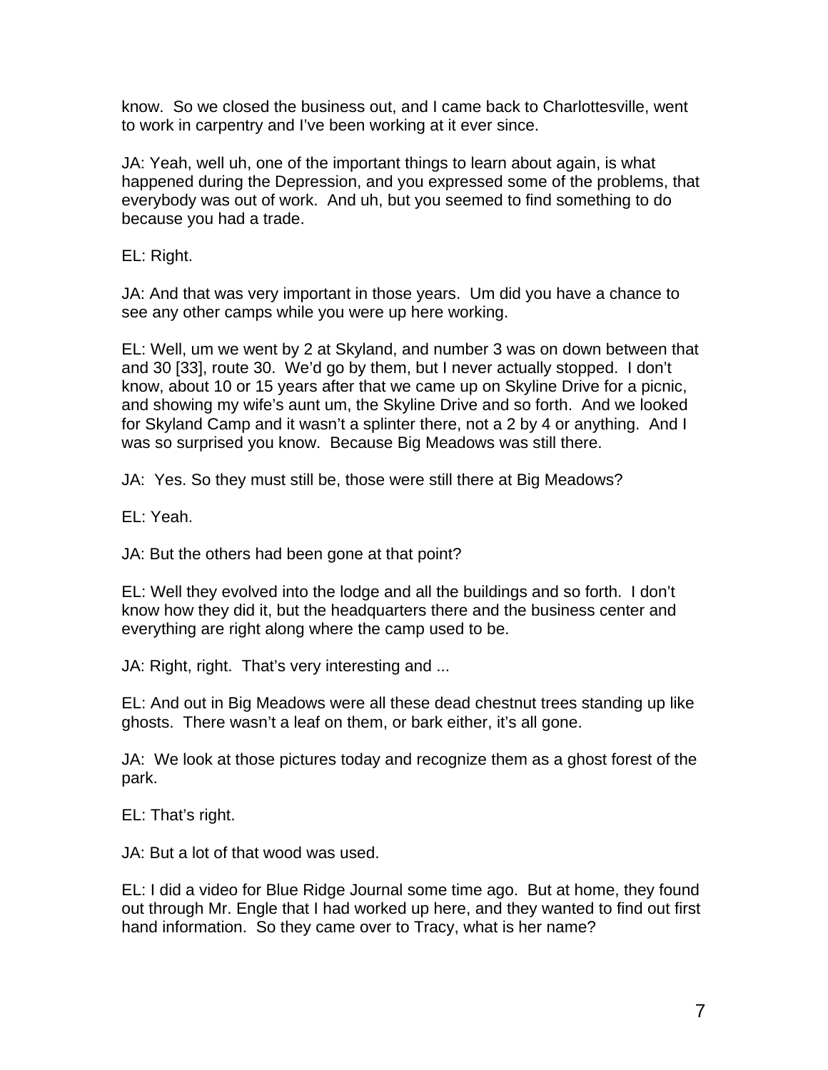know. So we closed the business out, and I came back to Charlottesville, went to work in carpentry and I've been working at it ever since.

JA: Yeah, well uh, one of the important things to learn about again, is what happened during the Depression, and you expressed some of the problems, that everybody was out of work. And uh, but you seemed to find something to do because you had a trade.

EL: Right.

JA: And that was very important in those years. Um did you have a chance to see any other camps while you were up here working.

EL: Well, um we went by 2 at Skyland, and number 3 was on down between that and 30 [33], route 30. We'd go by them, but I never actually stopped. I don't know, about 10 or 15 years after that we came up on Skyline Drive for a picnic, and showing my wife's aunt um, the Skyline Drive and so forth. And we looked for Skyland Camp and it wasn't a splinter there, not a 2 by 4 or anything. And I was so surprised you know. Because Big Meadows was still there.

JA: Yes. So they must still be, those were still there at Big Meadows?

EL: Yeah.

JA: But the others had been gone at that point?

EL: Well they evolved into the lodge and all the buildings and so forth. I don't know how they did it, but the headquarters there and the business center and everything are right along where the camp used to be.

JA: Right, right. That's very interesting and ...

EL: And out in Big Meadows were all these dead chestnut trees standing up like ghosts. There wasn't a leaf on them, or bark either, it's all gone.

JA: We look at those pictures today and recognize them as a ghost forest of the park.

EL: That's right.

JA: But a lot of that wood was used.

EL: I did a video for Blue Ridge Journal some time ago. But at home, they found out through Mr. Engle that I had worked up here, and they wanted to find out first hand information. So they came over to Tracy, what is her name?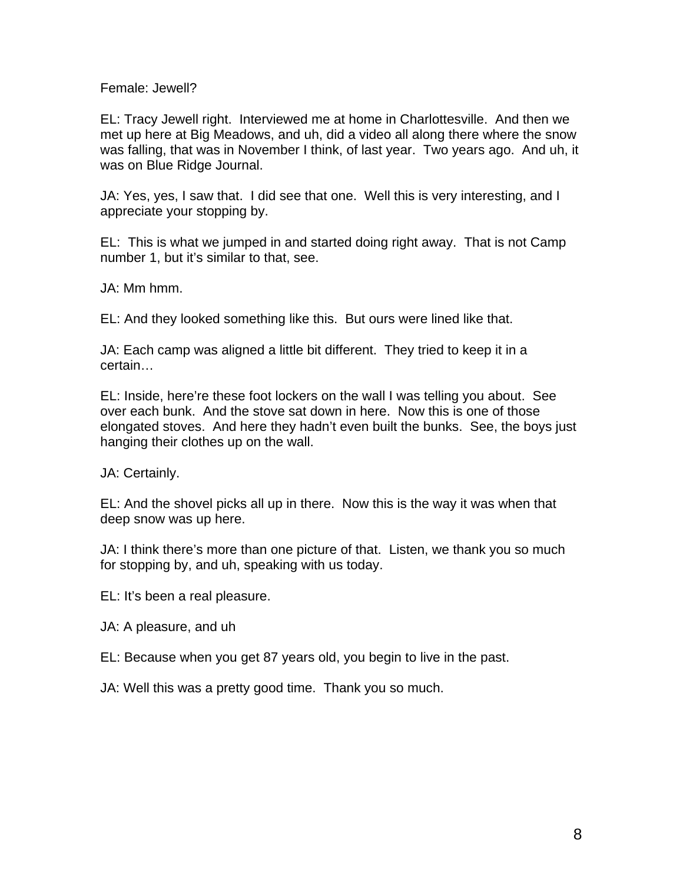Female: Jewell?

EL: Tracy Jewell right. Interviewed me at home in Charlottesville. And then we met up here at Big Meadows, and uh, did a video all along there where the snow was falling, that was in November I think, of last year. Two years ago. And uh, it was on Blue Ridge Journal.

JA: Yes, yes, I saw that. I did see that one. Well this is very interesting, and I appreciate your stopping by.

EL: This is what we jumped in and started doing right away. That is not Camp number 1, but it's similar to that, see.

JA: Mm hmm.

EL: And they looked something like this. But ours were lined like that.

JA: Each camp was aligned a little bit different. They tried to keep it in a certain…

EL: Inside, here're these foot lockers on the wall I was telling you about. See over each bunk. And the stove sat down in here. Now this is one of those elongated stoves. And here they hadn't even built the bunks. See, the boys just hanging their clothes up on the wall.

JA: Certainly.

EL: And the shovel picks all up in there. Now this is the way it was when that deep snow was up here.

JA: I think there's more than one picture of that. Listen, we thank you so much for stopping by, and uh, speaking with us today.

EL: It's been a real pleasure.

JA: A pleasure, and uh

EL: Because when you get 87 years old, you begin to live in the past.

JA: Well this was a pretty good time. Thank you so much.